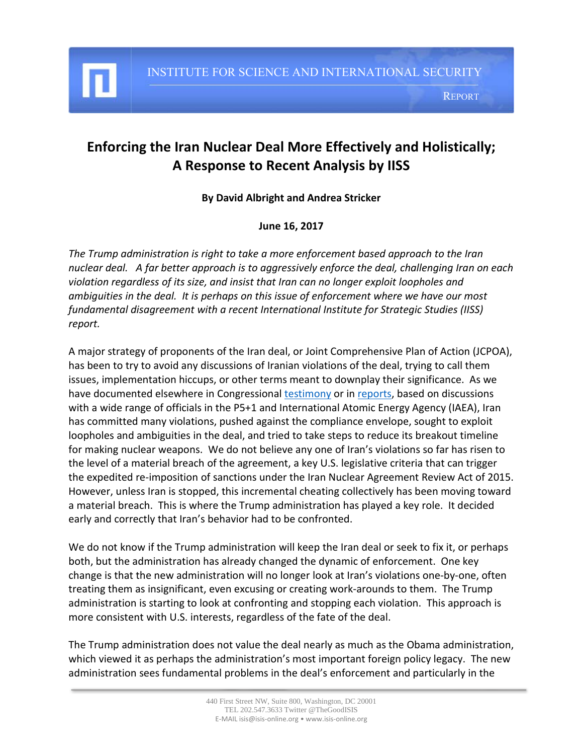INSTITUTE FOR SCIENCE AND INTERNATIONAL SECURITY

REPORT

# Enforcing the Iran Nuclear Deal More Effectively and Holistically; A Response to Recent Analysis by IISS

**By David Albright and Andrea Stricker**

**June 16, 2017**

*The Trump administration is right to take a more enforcement based approach to the Iran nuclear deal. A far better approach is to aggressively enforce the deal, challenging Iran on each violation regardless of its size, and insist that Iran can no longer exploit loopholes and ambiguities in the deal. It is perhaps on this issue of enforcement where we have our most fundamental disagreement with a recent International Institute for Strategic Studies (IISS) report.*

A major strategy of proponents of the Iran deal, or Joint Comprehensive Plan of Action (JCPOA), has been to try to avoid any discussions of Iranian violations of the deal, trying to call them issues, implementation hiccups, or other terms meant to downplay their significance. As we have documented elsewhere in Congressional testimony or in reports, based on discussions with a wide range of officials in the P5+1 and International Atomic Energy Agency (IAEA), Iran has committed many violations, pushed against the compliance envelope, sought to exploit loopholes and ambiguities in the deal, and tried to take steps to reduce its breakout timeline for making nuclear weapons. We do not believe any one of Iran's violations so far has risen to the level of a material breach of the agreement, a key U.S. legislative criteria that can trigger the expedited re-imposition of sanctions under the Iran Nuclear Agreement Review Act of 2015. However, unless Iran is stopped, this incremental cheating collectively has been moving toward a material breach. This is where the Trump administration has played a key role. It decided early and correctly that Iran's behavior had to be confronted.

We do not know if the Trump administration will keep the Iran deal or seek to fix it, or perhaps both, but the administration has already changed the dynamic of enforcement. One key change is that the new administration will no longer look at Iran's violations one-by-one, often treating them as insignificant, even excusing or creating work-arounds to them. The Trump administration is starting to look at confronting and stopping each violation. This approach is more consistent with U.S. interests, regardless of the fate of the deal.

The Trump administration does not value the deal nearly as much as the Obama administration, which viewed it as perhaps the administration's most important foreign policy legacy. The new administration sees fundamental problems in the deal's enforcement and particularly in the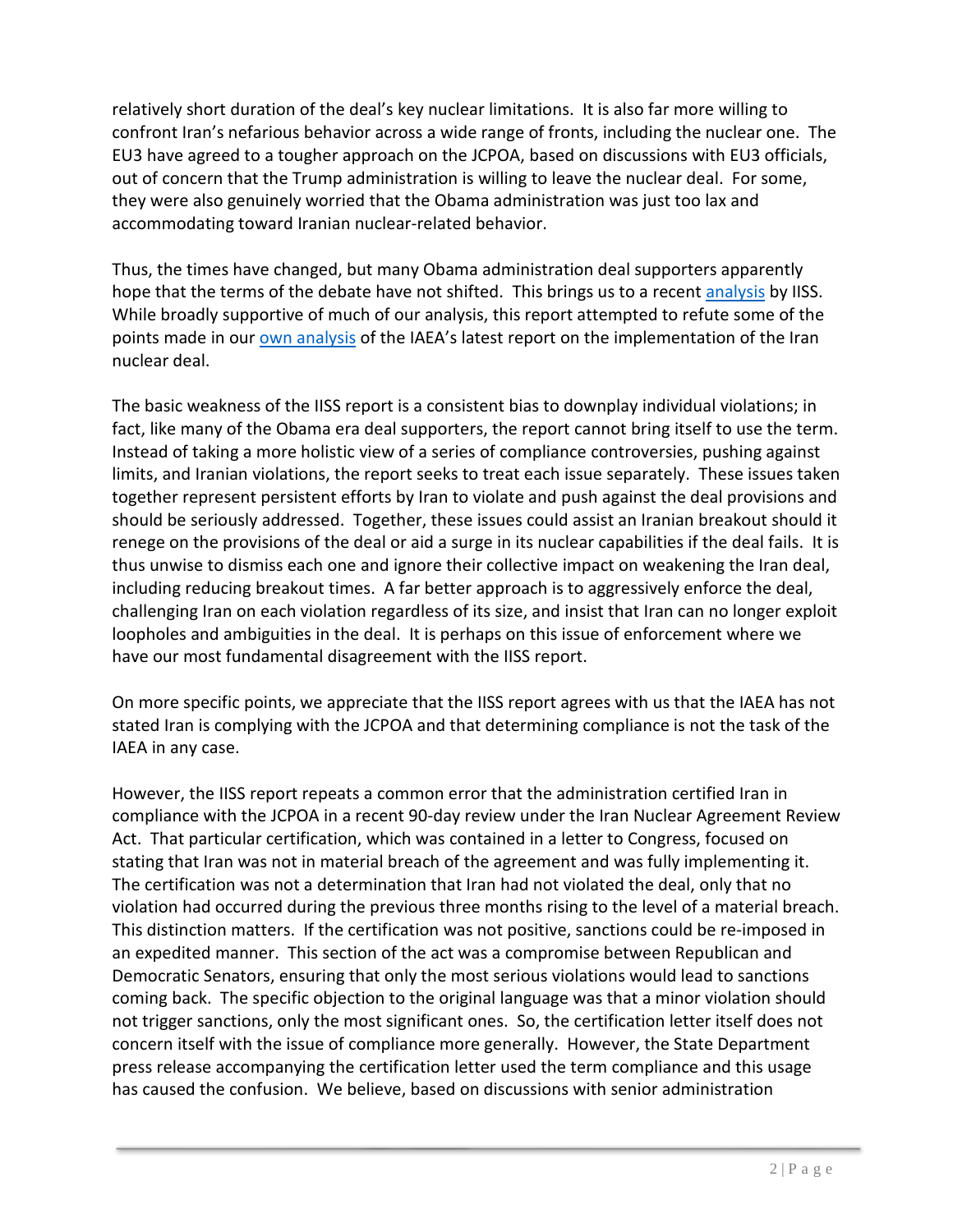relatively short duration of the deal's key nuclear limitations. It is also far more willing to confront Iran's nefarious behavior across a wide range of fronts, including the nuclear one. The EU3 have agreed to a tougher approach on the JCPOA, based on discussions with EU3 officials, out of concern that the Trump administration is willing to leave the nuclear deal. For some, they were also genuinely worried that the Obama administration was just too lax and accommodating toward Iranian nuclear-related behavior.

Thus, the times have changed, but many Obama administration deal supporters apparently hope that the terms of the debate have not shifted. This brings us to a recent analysis by IISS. While broadly supportive of much of our analysis, this report attempted to refute some of the points made in our own analysis of the IAEA's latest report on the implementation of the Iran nuclear deal.

The basic weakness of the IISS report is a consistent bias to downplay individual violations; in fact, like many of the Obama era deal supporters, the report cannot bring itself to use the term. Instead of taking a more holistic view of a series of compliance controversies, pushing against limits, and Iranian violations, the report seeks to treat each issue separately. These issues taken together represent persistent efforts by Iran to violate and push against the deal provisions and should be seriously addressed. Together, these issues could assist an Iranian breakout should it renege on the provisions of the deal or aid a surge in its nuclear capabilities if the deal fails. It is thus unwise to dismiss each one and ignore their collective impact on weakening the Iran deal, including reducing breakout times. A far better approach is to aggressively enforce the deal, challenging Iran on each violation regardless of its size, and insist that Iran can no longer exploit loopholes and ambiguities in the deal. It is perhaps on this issue of enforcement where we have our most fundamental disagreement with the IISS report.

On more specific points, we appreciate that the IISS report agrees with us that the IAEA has not stated Iran is complying with the JCPOA and that determining compliance is not the task of the IAEA in any case.

However, the IISS report repeats a common error that the administration certified Iran in compliance with the JCPOA in a recent 90-day review under the Iran Nuclear Agreement Review Act. That particular certification, which was contained in a letter to Congress, focused on stating that Iran was not in material breach of the agreement and was fully implementing it. The certification was not a determination that Iran had not violated the deal, only that no violation had occurred during the previous three months rising to the level of a material breach. This distinction matters. If the certification was not positive, sanctions could be re-imposed in an expedited manner. This section of the act was a compromise between Republican and Democratic Senators, ensuring that only the most serious violations would lead to sanctions coming back. The specific objection to the original language was that a minor violation should not trigger sanctions, only the most significant ones. So, the certification letter itself does not concern itself with the issue of compliance more generally. However, the State Department press release accompanying the certification letter used the term compliance and this usage has caused the confusion. We believe, based on discussions with senior administration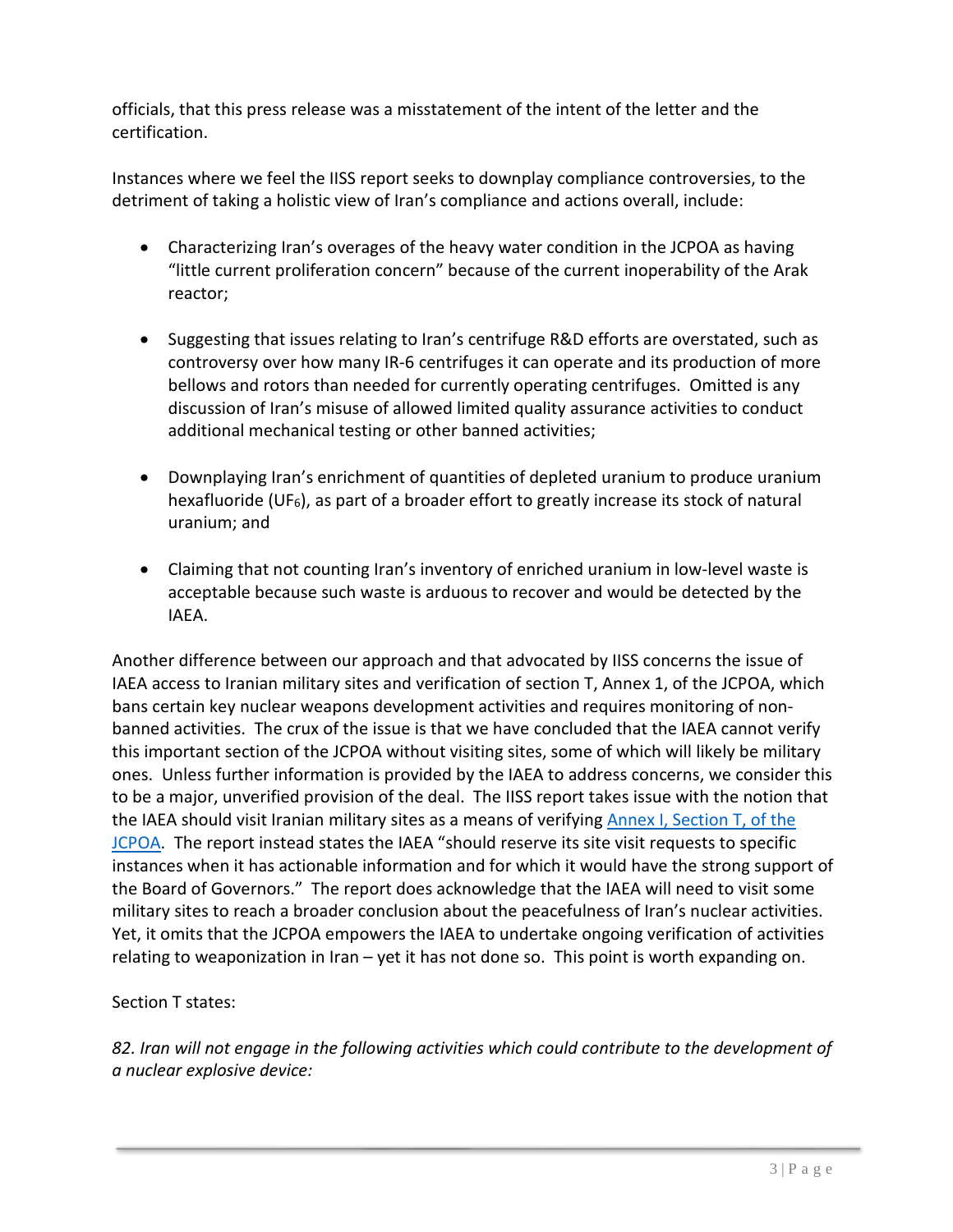officials, that this press release was a misstatement of the intent of the letter and the certification.

Instances where we feel the IISS report seeks to downplay compliance controversies, to the detriment of taking a holistic view of Iran's compliance and actions overall, include:

- Characterizing Iran's overages of the heavy water condition in the JCPOA as having "little current proliferation concern" because of the current inoperability of the Arak reactor;

- Suggesting that issues relating to Iran's centrifuge R&D efforts are overstated, such as controversy over how many IR-6 centrifuges it can operate and its production of more bellows and rotors than needed for currently operating centrifuges. Omitted is any discussion of Iran's misuse of allowed limited quality assurance activities to conduct additional mechanical testing or other banned activities;

- Downplaying Iran's enrichment of quantities of depleted uranium to produce uranium hexafluoride ($UF_6$), as part of a broader effort to greatly increase its stock of natural uranium; and

- Claiming that not counting Iran's inventory of enriched uranium in low-level waste is acceptable because such waste is arduous to recover and would be detected by the IAEA.

Another difference between our approach and that advocated by IISS concerns the issue of IAEA access to Iranian military sites and verification of section T, Annex 1, of the JCPOA, which bans certain key nuclear weapons development activities and requires monitoring of non-banned activities. The crux of the issue is that we have concluded that the IAEA cannot verify this important section of the JCPOA without visiting sites, some of which will likely be military ones. Unless further information is provided by the IAEA to address concerns, we consider this to be a major, unverified provision of the deal. The IISS report takes issue with the notion that the IAEA should visit Iranian military sites as a means of verifying Annex I, Section T, of the JCPOA. The report instead states the IAEA "should reserve its site visit requests to specific instances when it has actionable information and for which it would have the strong support of the Board of Governors." The report does acknowledge that the IAEA will need to visit some military sites to reach a broader conclusion about the peacefulness of Iran's nuclear activities. Yet, it omits that the JCPOA empowers the IAEA to undertake ongoing verification of activities relating to weaponization in Iran – yet it has not done so. This point is worth expanding on.

Section T states:

*82. Iran will not engage in the following activities which could contribute to the development of a nuclear explosive device:*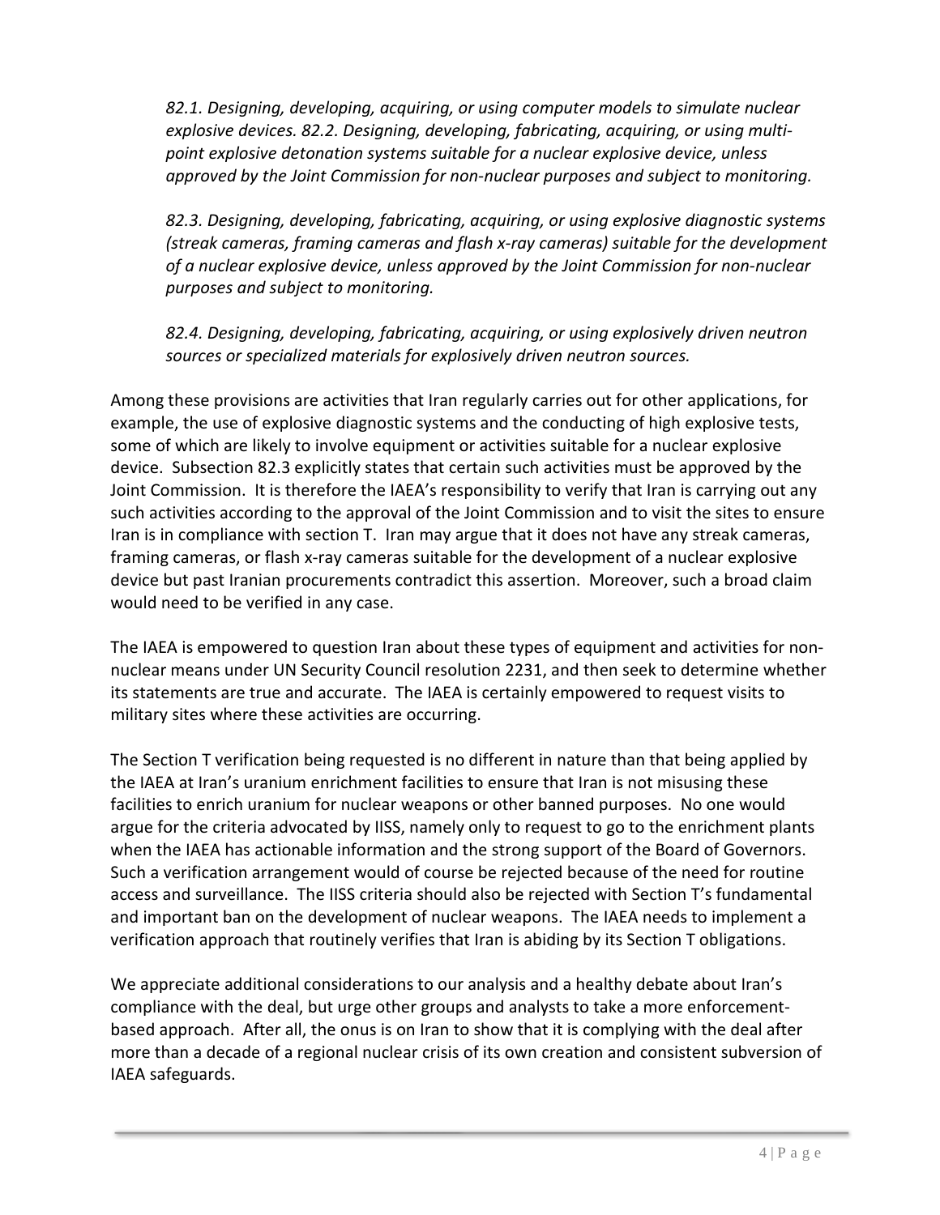*82.1. Designing, developing, acquiring, or using computer models to simulate nuclear explosive devices. 82.2. Designing, developing, fabricating, acquiring, or using multi-point explosive detonation systems suitable for a nuclear explosive device, unless approved by the Joint Commission for non-nuclear purposes and subject to monitoring.*

*82.3. Designing, developing, fabricating, acquiring, or using explosive diagnostic systems (streak cameras, framing cameras and flash x-ray cameras) suitable for the development of a nuclear explosive device, unless approved by the Joint Commission for non-nuclear purposes and subject to monitoring.*

*82.4. Designing, developing, fabricating, acquiring, or using explosively driven neutron sources or specialized materials for explosively driven neutron sources.*

Among these provisions are activities that Iran regularly carries out for other applications, for example, the use of explosive diagnostic systems and the conducting of high explosive tests, some of which are likely to involve equipment or activities suitable for a nuclear explosive device. Subsection 82.3 explicitly states that certain such activities must be approved by the Joint Commission. It is therefore the IAEA's responsibility to verify that Iran is carrying out any such activities according to the approval of the Joint Commission and to visit the sites to ensure Iran is in compliance with section T. Iran may argue that it does not have any streak cameras, framing cameras, or flash x-ray cameras suitable for the development of a nuclear explosive device but past Iranian procurements contradict this assertion. Moreover, such a broad claim would need to be verified in any case.

The IAEA is empowered to question Iran about these types of equipment and activities for non-nuclear means under UN Security Council resolution 2231, and then seek to determine whether its statements are true and accurate. The IAEA is certainly empowered to request visits to military sites where these activities are occurring.

The Section T verification being requested is no different in nature than that being applied by the IAEA at Iran's uranium enrichment facilities to ensure that Iran is not misusing these facilities to enrich uranium for nuclear weapons or other banned purposes. No one would argue for the criteria advocated by IISS, namely only to request to go to the enrichment plants when the IAEA has actionable information and the strong support of the Board of Governors. Such a verification arrangement would of course be rejected because of the need for routine access and surveillance. The IISS criteria should also be rejected with Section T's fundamental and important ban on the development of nuclear weapons. The IAEA needs to implement a verification approach that routinely verifies that Iran is abiding by its Section T obligations.

We appreciate additional considerations to our analysis and a healthy debate about Iran's compliance with the deal, but urge other groups and analysts to take a more enforcement-based approach. After all, the onus is on Iran to show that it is complying with the deal after more than a decade of a regional nuclear crisis of its own creation and consistent subversion of IAEA safeguards.